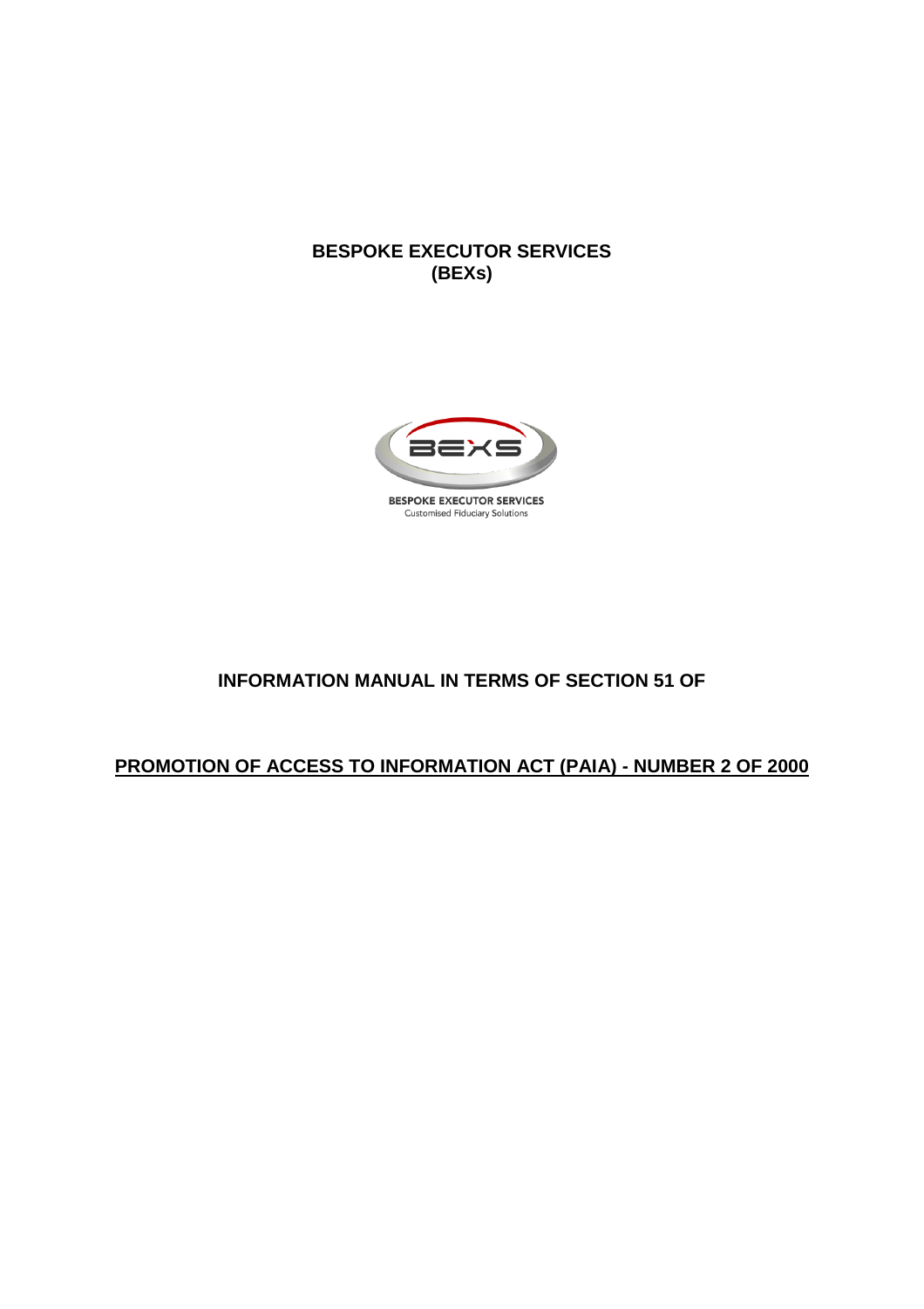**BESPOKE EXECUTOR SERVICES**
**(BEXs)**

BESPOKE EXECUTOR SERVICES
Customised Fiduciary Solutions

**INFORMATION MANUAL IN TERMS OF SECTION 51 OF**

**PROMOTION OF ACCESS TO INFORMATION ACT (PAIA) - NUMBER 2 OF 2000**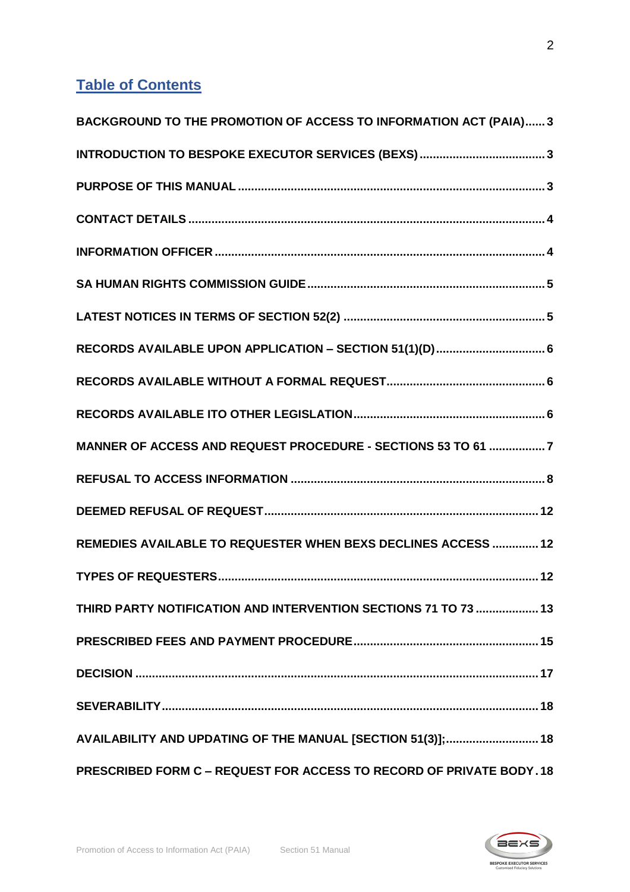## Table of Contents

| | |
|---|---|
| BACKGROUND TO THE PROMOTION OF ACCESS TO INFORMATION ACT (PAIA) | 3 |
| INTRODUCTION TO BESPOKE EXECUTOR SERVICES (BEXS) | 3 |
| PURPOSE OF THIS MANUAL | 3 |
| CONTACT DETAILS | 4 |
| INFORMATION OFFICER | 4 |
| SA HUMAN RIGHTS COMMISSION GUIDE | 5 |
| LATEST NOTICES IN TERMS OF SECTION 52(2) | 5 |
| RECORDS AVAILABLE UPON APPLICATION – SECTION 51(1)(D) | 6 |
| RECORDS AVAILABLE WITHOUT A FORMAL REQUEST | 6 |
| RECORDS AVAILABLE ITO OTHER LEGISLATION | 6 |
| MANNER OF ACCESS AND REQUEST PROCEDURE - SECTIONS 53 TO 61 | 7 |
| REFUSAL TO ACCESS INFORMATION | 8 |
| DEEMED REFUSAL OF REQUEST | 12 |
| REMEDIES AVAILABLE TO REQUESTER WHEN BEXS DECLINES ACCESS | 12 |
| TYPES OF REQUESTERS | 12 |
| THIRD PARTY NOTIFICATION AND INTERVENTION SECTIONS 71 TO 73 | 13 |
| PRESCRIBED FEES AND PAYMENT PROCEDURE | 15 |
| DECISION | 17 |
| SEVERABILITY | 18 |
| AVAILABILITY AND UPDATING OF THE MANUAL [SECTION 51(3)]; | 18 |
| PRESCRIBED FORM C – REQUEST FOR ACCESS TO RECORD OF PRIVATE BODY | 18 |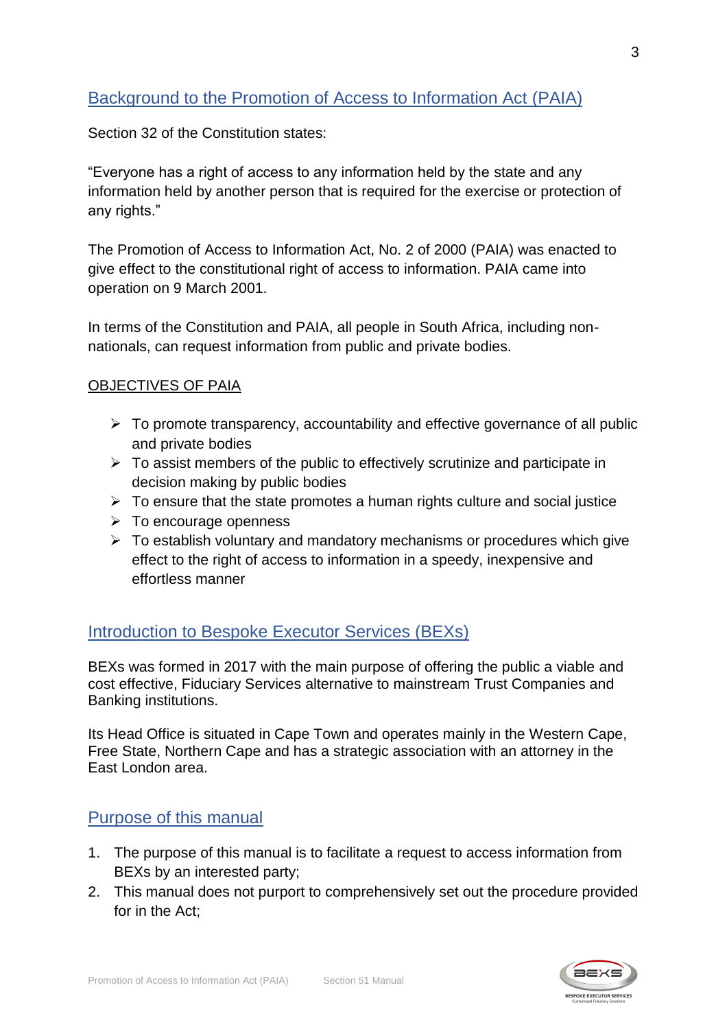## Background to the Promotion of Access to Information Act (PAIA)

Section 32 of the Constitution states:

"Everyone has a right of access to any information held by the state and any information held by another person that is required for the exercise or protection of any rights."

The Promotion of Access to Information Act, No. 2 of 2000 (PAIA) was enacted to give effect to the constitutional right of access to information. PAIA came into operation on 9 March 2001.

In terms of the Constitution and PAIA, all people in South Africa, including non-nationals, can request information from public and private bodies.

### OBJECTIVES OF PAIA

- To promote transparency, accountability and effective governance of all public and private bodies
- To assist members of the public to effectively scrutinize and participate in decision making by public bodies
- To ensure that the state promotes a human rights culture and social justice
- To encourage openness
- To establish voluntary and mandatory mechanisms or procedures which give effect to the right of access to information in a speedy, inexpensive and effortless manner

## Introduction to Bespoke Executor Services (BEXs)

BEXs was formed in 2017 with the main purpose of offering the public a viable and cost effective, Fiduciary Services alternative to mainstream Trust Companies and Banking institutions.

Its Head Office is situated in Cape Town and operates mainly in the Western Cape, Free State, Northern Cape and has a strategic association with an attorney in the East London area.

## Purpose of this manual

1. The purpose of this manual is to facilitate a request to access information from BEXs by an interested party;
2. This manual does not purport to comprehensively set out the procedure provided for in the Act;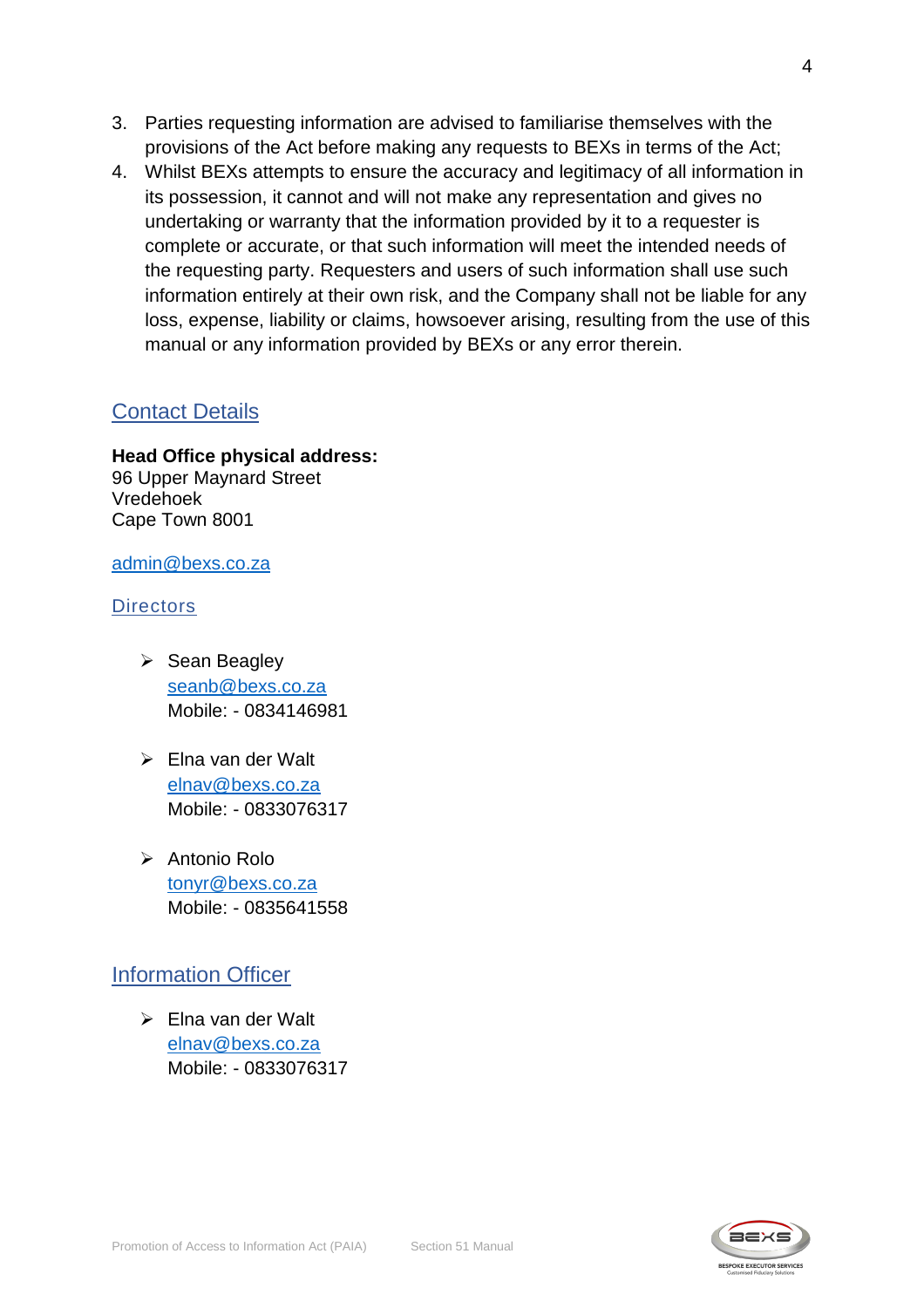3. Parties requesting information are advised to familiarise themselves with the provisions of the Act before making any requests to BEXs in terms of the Act;
4. Whilst BEXs attempts to ensure the accuracy and legitimacy of all information in its possession, it cannot and will not make any representation and gives no undertaking or warranty that the information provided by it to a requester is complete or accurate, or that such information will meet the intended needs of the requesting party. Requesters and users of such information shall use such information entirely at their own risk, and the Company shall not be liable for any loss, expense, liability or claims, howsoever arising, resulting from the use of this manual or any information provided by BEXs or any error therein.

## Contact Details

**Head Office physical address:**
96 Upper Maynard Street
Vredehoek
Cape Town 8001

admin@bexs.co.za

### Directors

- Sean Beagley
  seanb@bexs.co.za
  Mobile: - 0834146981

- Elna van der Walt
  elnav@bexs.co.za
  Mobile: - 0833076317

- Antonio Rolo
  tonyr@bexs.co.za
  Mobile: - 0835641558

## Information Officer

- Elna van der Walt
  elnav@bexs.co.za
  Mobile: - 0833076317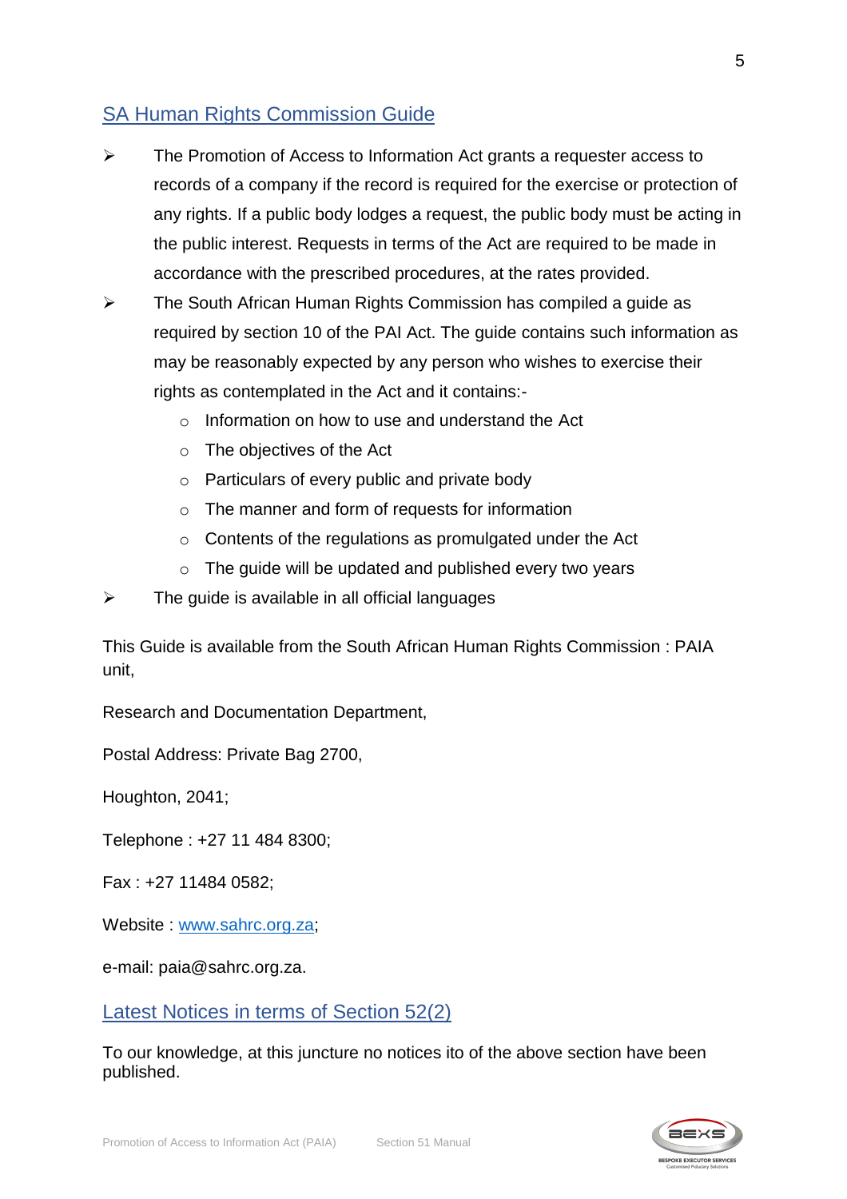## SA Human Rights Commission Guide

- The Promotion of Access to Information Act grants a requester access to records of a company if the record is required for the exercise or protection of any rights. If a public body lodges a request, the public body must be acting in the public interest. Requests in terms of the Act are required to be made in accordance with the prescribed procedures, at the rates provided.
- The South African Human Rights Commission has compiled a guide as required by section 10 of the PAI Act. The guide contains such information as may be reasonably expected by any person who wishes to exercise their rights as contemplated in the Act and it contains:-
    - Information on how to use and understand the Act
    - The objectives of the Act
    - Particulars of every public and private body
    - The manner and form of requests for information
    - Contents of the regulations as promulgated under the Act
    - The guide will be updated and published every two years
- The guide is available in all official languages

This Guide is available from the South African Human Rights Commission : PAIA unit,

Research and Documentation Department,

Postal Address: Private Bag 2700,

Houghton, 2041;

Telephone : +27 11 484 8300;

Fax : +27 11484 0582;

Website : www.sahrc.org.za;

e-mail: paia@sahrc.org.za.

## Latest Notices in terms of Section 52(2)

To our knowledge, at this juncture no notices ito of the above section have been published.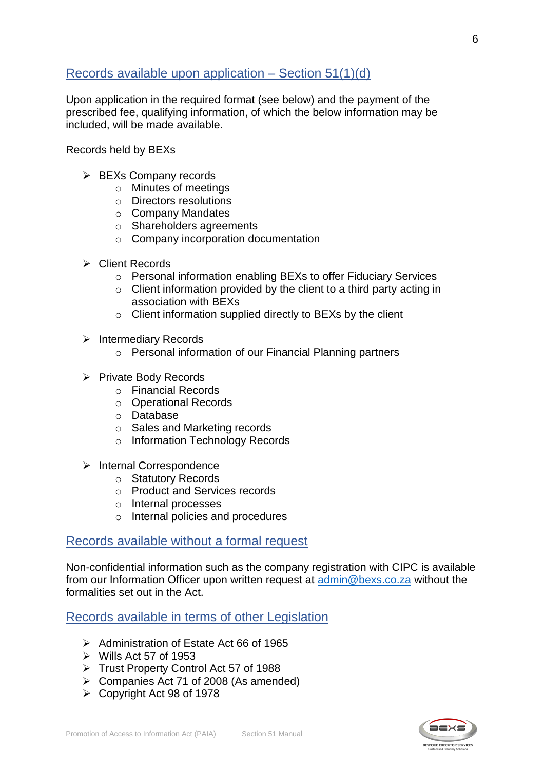## Records available upon application – Section 51(1)(d)

Upon application in the required format (see below) and the payment of the prescribed fee, qualifying information, of which the below information may be included, will be made available.

Records held by BEXs

- BEXs Company records
  - Minutes of meetings
  - Directors resolutions
  - Company Mandates
  - Shareholders agreements
  - Company incorporation documentation

- Client Records
  - Personal information enabling BEXs to offer Fiduciary Services
  - Client information provided by the client to a third party acting in association with BEXs
  - Client information supplied directly to BEXs by the client

- Intermediary Records
  - Personal information of our Financial Planning partners

- Private Body Records
  - Financial Records
  - Operational Records
  - Database
  - Sales and Marketing records
  - Information Technology Records

- Internal Correspondence
  - Statutory Records
  - Product and Services records
  - Internal processes
  - Internal policies and procedures

## Records available without a formal request

Non-confidential information such as the company registration with CIPC is available from our Information Officer upon written request at admin@bexs.co.za without the formalities set out in the Act.

## Records available in terms of other Legislation

- Administration of Estate Act 66 of 1965
- Wills Act 57 of 1953
- Trust Property Control Act 57 of 1988
- Companies Act 71 of 2008 (As amended)
- Copyright Act 98 of 1978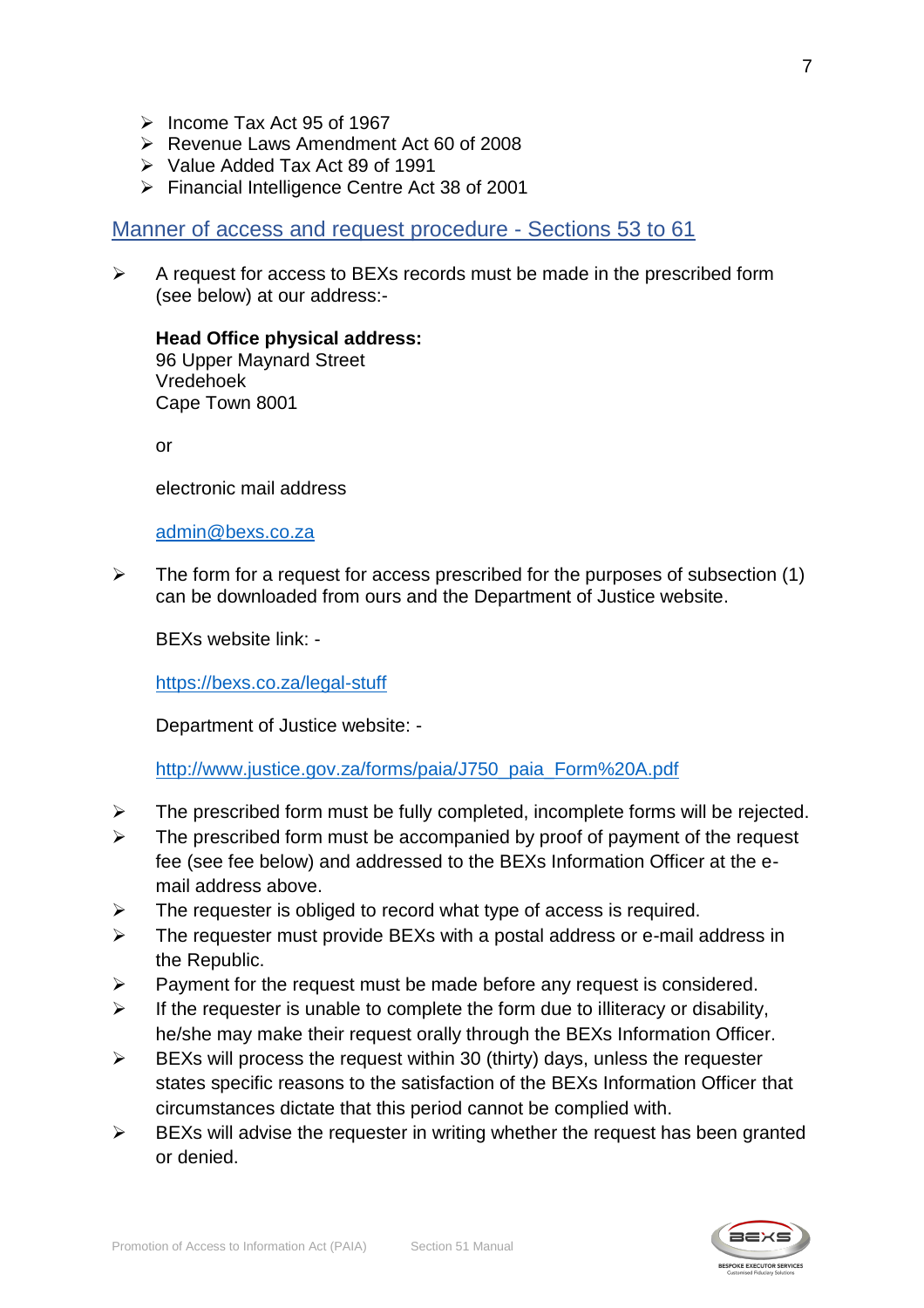- Income Tax Act 95 of 1967
- Revenue Laws Amendment Act 60 of 2008
- Value Added Tax Act 89 of 1991
- Financial Intelligence Centre Act 38 of 2001

## Manner of access and request procedure - Sections 53 to 61

- A request for access to BEXs records must be made in the prescribed form (see below) at our address:-

  **Head Office physical address:**
  96 Upper Maynard Street
  Vredehoek
  Cape Town 8001

  or

  electronic mail address

  admin@bexs.co.za

- The form for a request for access prescribed for the purposes of subsection (1) can be downloaded from ours and the Department of Justice website.

  BEXs website link: -

  https://bexs.co.za/legal-stuff

  Department of Justice website: -

  http://www.justice.gov.za/forms/paia/J750_paia_Form%20A.pdf

- The prescribed form must be fully completed, incomplete forms will be rejected.
- The prescribed form must be accompanied by proof of payment of the request fee (see fee below) and addressed to the BEXs Information Officer at the e-mail address above.
- The requester is obliged to record what type of access is required.
- The requester must provide BEXs with a postal address or e-mail address in the Republic.
- Payment for the request must be made before any request is considered.
- If the requester is unable to complete the form due to illiteracy or disability, he/she may make their request orally through the BEXs Information Officer.
- BEXs will process the request within 30 (thirty) days, unless the requester states specific reasons to the satisfaction of the BEXs Information Officer that circumstances dictate that this period cannot be complied with.
- BEXs will advise the requester in writing whether the request has been granted or denied.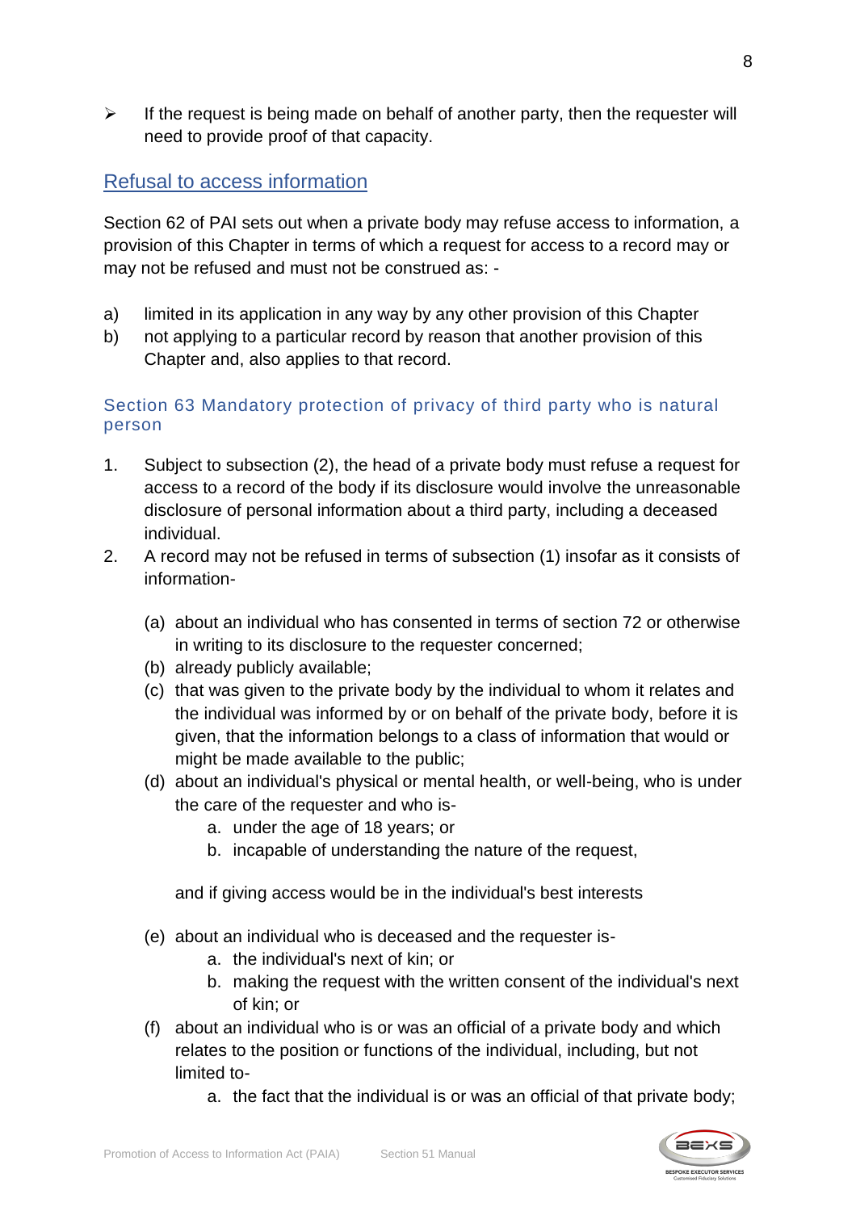- If the request is being made on behalf of another party, then the requester will need to provide proof of that capacity.

## Refusal to access information

Section 62 of PAI sets out when a private body may refuse access to information, a provision of this Chapter in terms of which a request for access to a record may or may not be refused and must not be construed as: -

a) limited in its application in any way by any other provision of this Chapter
b) not applying to a particular record by reason that another provision of this Chapter and, also applies to that record.

### Section 63 Mandatory protection of privacy of third party who is natural person

1. Subject to subsection (2), the head of a private body must refuse a request for access to a record of the body if its disclosure would involve the unreasonable disclosure of personal information about a third party, including a deceased individual.
2. A record may not be refused in terms of subsection (1) insofar as it consists of information-

   (a) about an individual who has consented in terms of section 72 or otherwise in writing to its disclosure to the requester concerned;
   (b) already publicly available;
   (c) that was given to the private body by the individual to whom it relates and the individual was informed by or on behalf of the private body, before it is given, that the information belongs to a class of information that would or might be made available to the public;
   (d) about an individual's physical or mental health, or well-being, who is under the care of the requester and who is-
      a. under the age of 18 years; or
      b. incapable of understanding the nature of the request,

   and if giving access would be in the individual's best interests

   (e) about an individual who is deceased and the requester is-
      a. the individual's next of kin; or
      b. making the request with the written consent of the individual's next of kin; or
   (f) about an individual who is or was an official of a private body and which relates to the position or functions of the individual, including, but not limited to-
      a. the fact that the individual is or was an official of that private body;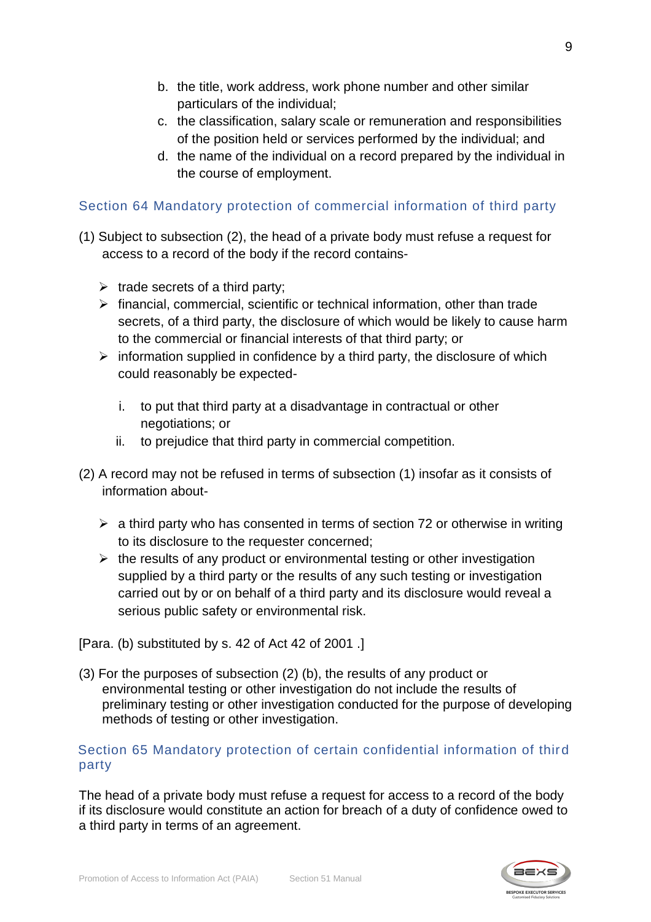b. the title, work address, work phone number and other similar particulars of the individual;
c. the classification, salary scale or remuneration and responsibilities of the position held or services performed by the individual; and
d. the name of the individual on a record prepared by the individual in the course of employment.

## Section 64 Mandatory protection of commercial information of third party

(1) Subject to subsection (2), the head of a private body must refuse a request for access to a record of the body if the record contains-

- trade secrets of a third party;
- financial, commercial, scientific or technical information, other than trade secrets, of a third party, the disclosure of which would be likely to cause harm to the commercial or financial interests of that third party; or
- information supplied in confidence by a third party, the disclosure of which could reasonably be expected-
  i. to put that third party at a disadvantage in contractual or other negotiations; or
  ii. to prejudice that third party in commercial competition.

(2) A record may not be refused in terms of subsection (1) insofar as it consists of information about-

- a third party who has consented in terms of section 72 or otherwise in writing to its disclosure to the requester concerned;
- the results of any product or environmental testing or other investigation supplied by a third party or the results of any such testing or investigation carried out by or on behalf of a third party and its disclosure would reveal a serious public safety or environmental risk.

[Para. (b) substituted by s. 42 of Act 42 of 2001 .]

(3) For the purposes of subsection (2) (b), the results of any product or environmental testing or other investigation do not include the results of preliminary testing or other investigation conducted for the purpose of developing methods of testing or other investigation.

## Section 65 Mandatory protection of certain confidential information of third party

The head of a private body must refuse a request for access to a record of the body if its disclosure would constitute an action for breach of a duty of confidence owed to a third party in terms of an agreement.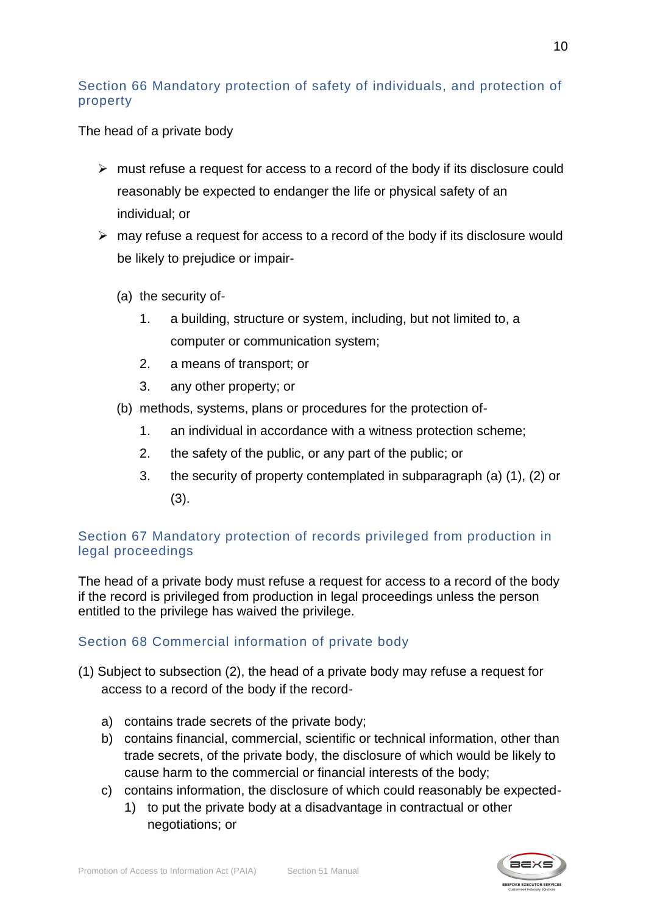## Section 66 Mandatory protection of safety of individuals, and protection of property

The head of a private body

- must refuse a request for access to a record of the body if its disclosure could reasonably be expected to endanger the life or physical safety of an individual; or
- may refuse a request for access to a record of the body if its disclosure would be likely to prejudice or impair-

  (a) the security of-

    1. a building, structure or system, including, but not limited to, a computer or communication system;
    2. a means of transport; or
    3. any other property; or

  (b) methods, systems, plans or procedures for the protection of-

    1. an individual in accordance with a witness protection scheme;
    2. the safety of the public, or any part of the public; or
    3. the security of property contemplated in subparagraph (a) (1), (2) or (3).

## Section 67 Mandatory protection of records privileged from production in legal proceedings

The head of a private body must refuse a request for access to a record of the body if the record is privileged from production in legal proceedings unless the person entitled to the privilege has waived the privilege.

## Section 68 Commercial information of private body

(1) Subject to subsection (2), the head of a private body may refuse a request for access to a record of the body if the record-

  a) contains trade secrets of the private body;
  b) contains financial, commercial, scientific or technical information, other than trade secrets, of the private body, the disclosure of which would be likely to cause harm to the commercial or financial interests of the body;
  c) contains information, the disclosure of which could reasonably be expected-
    1) to put the private body at a disadvantage in contractual or other negotiations; or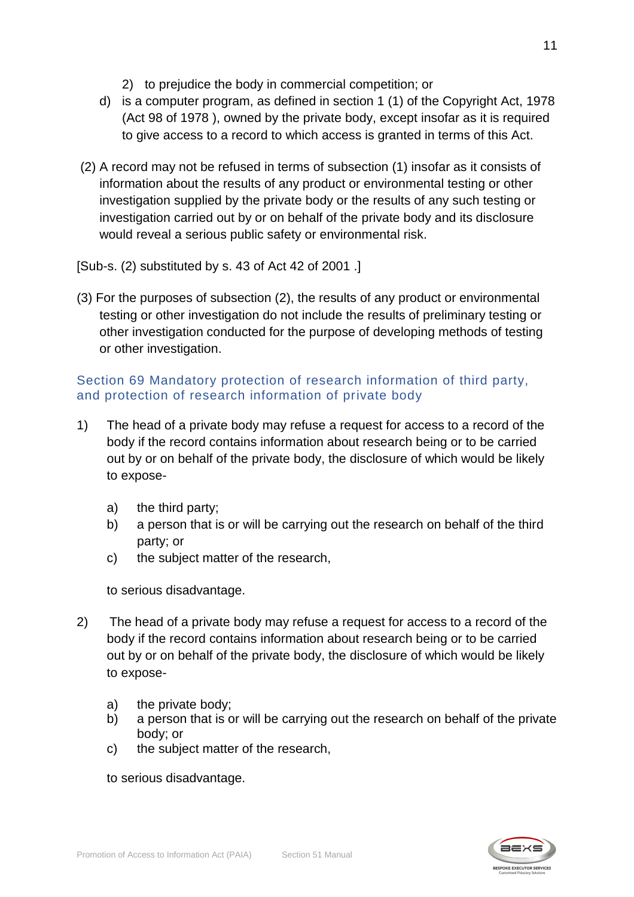2) to prejudice the body in commercial competition; or

d) is a computer program, as defined in section 1 (1) of the Copyright Act, 1978 (Act 98 of 1978 ), owned by the private body, except insofar as it is required to give access to a record to which access is granted in terms of this Act.

(2) A record may not be refused in terms of subsection (1) insofar as it consists of information about the results of any product or environmental testing or other investigation supplied by the private body or the results of any such testing or investigation carried out by or on behalf of the private body and its disclosure would reveal a serious public safety or environmental risk.

[Sub-s. (2) substituted by s. 43 of Act 42 of 2001 .]

(3) For the purposes of subsection (2), the results of any product or environmental testing or other investigation do not include the results of preliminary testing or other investigation conducted for the purpose of developing methods of testing or other investigation.

## Section 69 Mandatory protection of research information of third party, and protection of research information of private body

1) The head of a private body may refuse a request for access to a record of the body if the record contains information about research being or to be carried out by or on behalf of the private body, the disclosure of which would be likely to expose-

   a) the third party;
   b) a person that is or will be carrying out the research on behalf of the third party; or
   c) the subject matter of the research,

   to serious disadvantage.

2) The head of a private body may refuse a request for access to a record of the body if the record contains information about research being or to be carried out by or on behalf of the private body, the disclosure of which would be likely to expose-

   a) the private body;
   b) a person that is or will be carrying out the research on behalf of the private body; or
   c) the subject matter of the research,

   to serious disadvantage.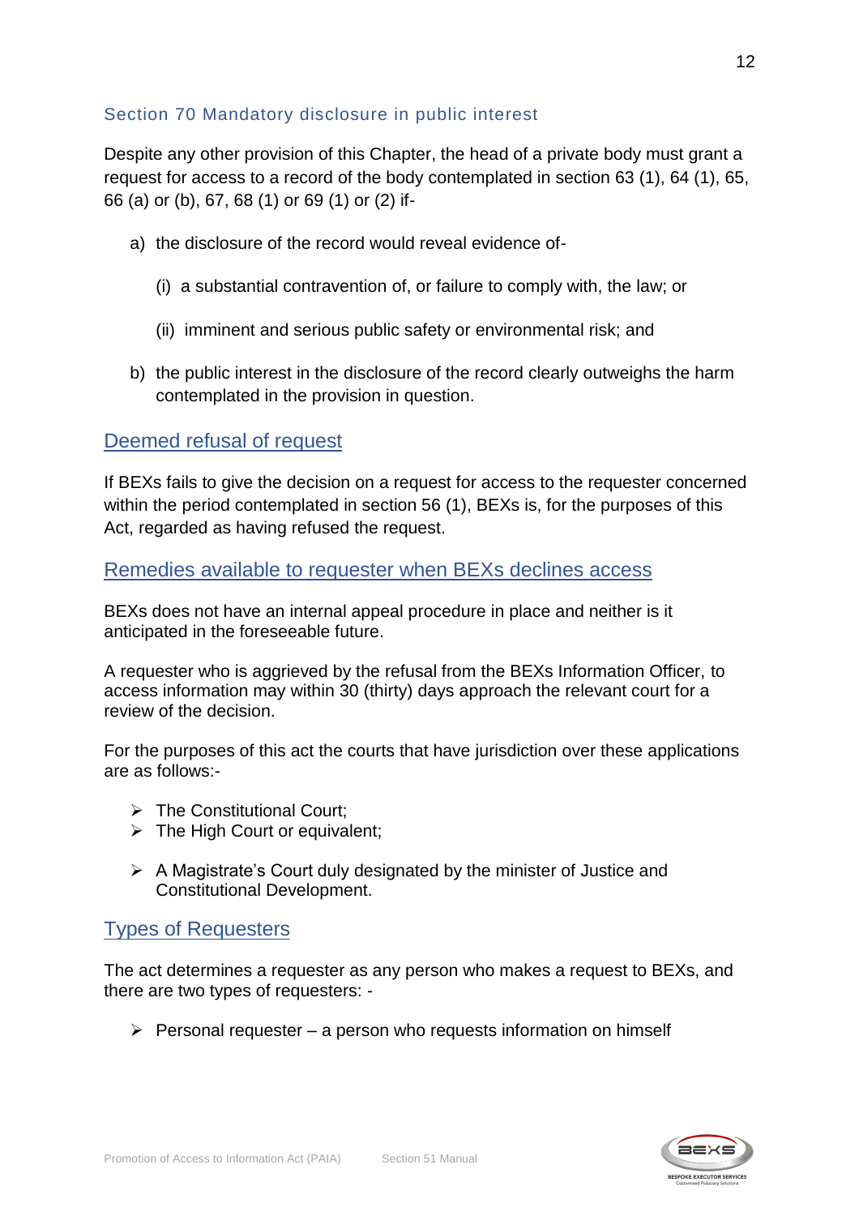### Section 70 Mandatory disclosure in public interest

Despite any other provision of this Chapter, the head of a private body must grant a request for access to a record of the body contemplated in section 63 (1), 64 (1), 65, 66 (a) or (b), 67, 68 (1) or 69 (1) or (2) if-

a) the disclosure of the record would reveal evidence of-

   (i) a substantial contravention of, or failure to comply with, the law; or

   (ii) imminent and serious public safety or environmental risk; and

b) the public interest in the disclosure of the record clearly outweighs the harm contemplated in the provision in question.

## Deemed refusal of request

If BEXs fails to give the decision on a request for access to the requester concerned within the period contemplated in section 56 (1), BEXs is, for the purposes of this Act, regarded as having refused the request.

## Remedies available to requester when BEXs declines access

BEXs does not have an internal appeal procedure in place and neither is it anticipated in the foreseeable future.

A requester who is aggrieved by the refusal from the BEXs Information Officer, to access information may within 30 (thirty) days approach the relevant court for a review of the decision.

For the purposes of this act the courts that have jurisdiction over these applications are as follows:-

- The Constitutional Court;
- The High Court or equivalent;
- A Magistrate's Court duly designated by the minister of Justice and Constitutional Development.

## Types of Requesters

The act determines a requester as any person who makes a request to BEXs, and there are two types of requesters: -

- Personal requester – a person who requests information on himself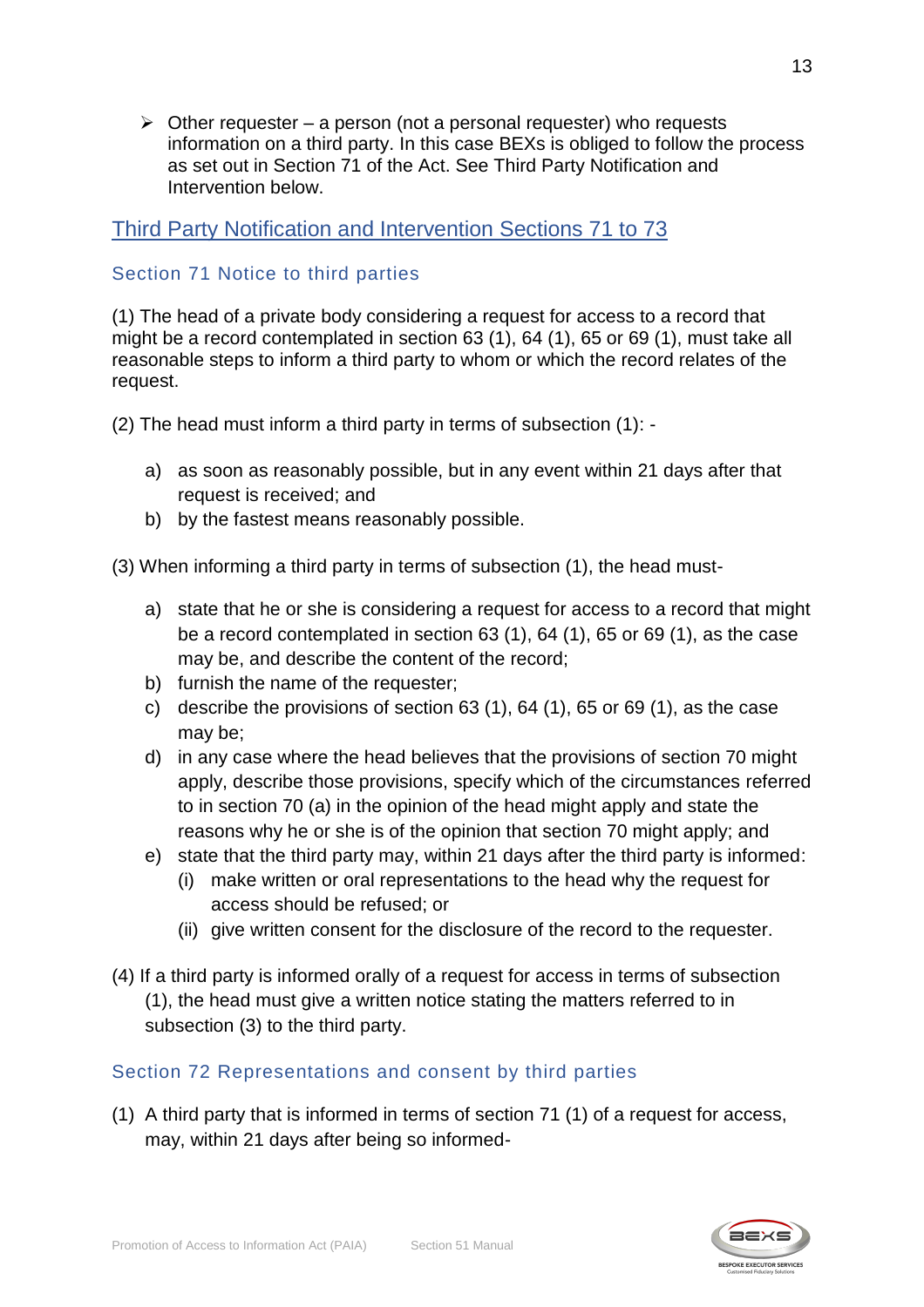- Other requester – a person (not a personal requester) who requests information on a third party. In this case BEXs is obliged to follow the process as set out in Section 71 of the Act. See Third Party Notification and Intervention below.

## Third Party Notification and Intervention Sections 71 to 73

### Section 71 Notice to third parties

(1) The head of a private body considering a request for access to a record that might be a record contemplated in section 63 (1), 64 (1), 65 or 69 (1), must take all reasonable steps to inform a third party to whom or which the record relates of the request.

(2) The head must inform a third party in terms of subsection (1): -

a) as soon as reasonably possible, but in any event within 21 days after that request is received; and
b) by the fastest means reasonably possible.

(3) When informing a third party in terms of subsection (1), the head must-

a) state that he or she is considering a request for access to a record that might be a record contemplated in section 63 (1), 64 (1), 65 or 69 (1), as the case may be, and describe the content of the record;
b) furnish the name of the requester;
c) describe the provisions of section 63 (1), 64 (1), 65 or 69 (1), as the case may be;
d) in any case where the head believes that the provisions of section 70 might apply, describe those provisions, specify which of the circumstances referred to in section 70 (a) in the opinion of the head might apply and state the reasons why he or she is of the opinion that section 70 might apply; and
e) state that the third party may, within 21 days after the third party is informed:
   (i) make written or oral representations to the head why the request for access should be refused; or
   (ii) give written consent for the disclosure of the record to the requester.

(4) If a third party is informed orally of a request for access in terms of subsection (1), the head must give a written notice stating the matters referred to in subsection (3) to the third party.

### Section 72 Representations and consent by third parties

(1) A third party that is informed in terms of section 71 (1) of a request for access, may, within 21 days after being so informed-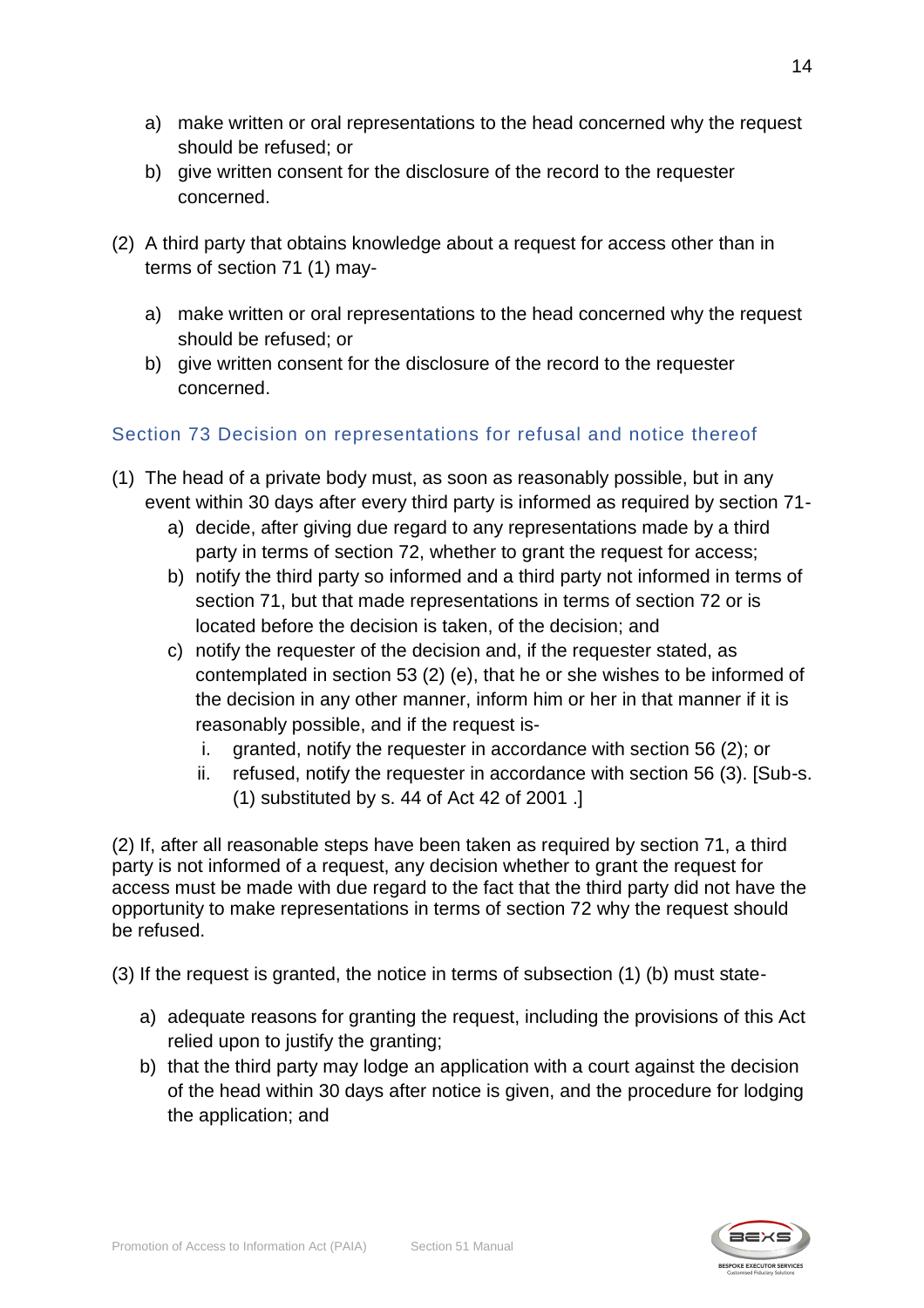a) make written or oral representations to the head concerned why the request should be refused; or
b) give written consent for the disclosure of the record to the requester concerned.

(2) A third party that obtains knowledge about a request for access other than in terms of section 71 (1) may-

a) make written or oral representations to the head concerned why the request should be refused; or
b) give written consent for the disclosure of the record to the requester concerned.

## Section 73 Decision on representations for refusal and notice thereof

(1) The head of a private body must, as soon as reasonably possible, but in any event within 30 days after every third party is informed as required by section 71-

  a) decide, after giving due regard to any representations made by a third party in terms of section 72, whether to grant the request for access;
  b) notify the third party so informed and a third party not informed in terms of section 71, but that made representations in terms of section 72 or is located before the decision is taken, of the decision; and
  c) notify the requester of the decision and, if the requester stated, as contemplated in section 53 (2) (e), that he or she wishes to be informed of the decision in any other manner, inform him or her in that manner if it is reasonably possible, and if the request is-
     i. granted, notify the requester in accordance with section 56 (2); or
     ii. refused, notify the requester in accordance with section 56 (3). [Sub-s. (1) substituted by s. 44 of Act 42 of 2001 .]

(2) If, after all reasonable steps have been taken as required by section 71, a third party is not informed of a request, any decision whether to grant the request for access must be made with due regard to the fact that the third party did not have the opportunity to make representations in terms of section 72 why the request should be refused.

(3) If the request is granted, the notice in terms of subsection (1) (b) must state-

a) adequate reasons for granting the request, including the provisions of this Act relied upon to justify the granting;
b) that the third party may lodge an application with a court against the decision of the head within 30 days after notice is given, and the procedure for lodging the application; and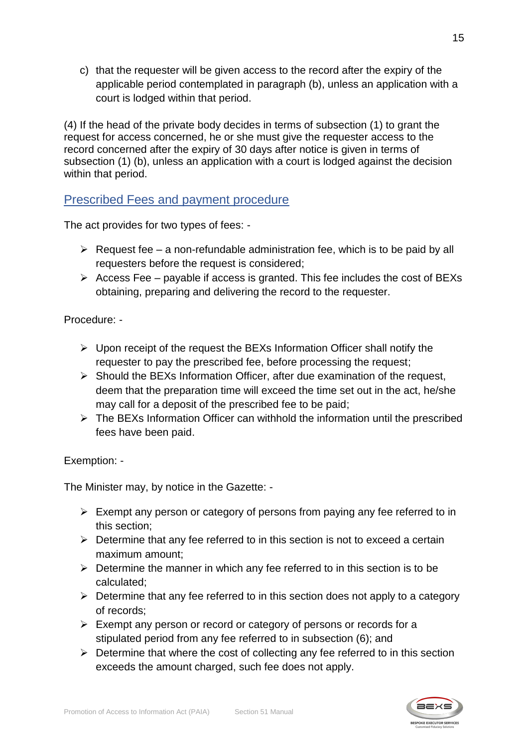c) that the requester will be given access to the record after the expiry of the applicable period contemplated in paragraph (b), unless an application with a court is lodged within that period.

(4) If the head of the private body decides in terms of subsection (1) to grant the request for access concerned, he or she must give the requester access to the record concerned after the expiry of 30 days after notice is given in terms of subsection (1) (b), unless an application with a court is lodged against the decision within that period.

## Prescribed Fees and payment procedure

The act provides for two types of fees: -

- Request fee – a non-refundable administration fee, which is to be paid by all requesters before the request is considered;
- Access Fee – payable if access is granted. This fee includes the cost of BEXs obtaining, preparing and delivering the record to the requester.

Procedure: -

- Upon receipt of the request the BEXs Information Officer shall notify the requester to pay the prescribed fee, before processing the request;
- Should the BEXs Information Officer, after due examination of the request, deem that the preparation time will exceed the time set out in the act, he/she may call for a deposit of the prescribed fee to be paid;
- The BEXs Information Officer can withhold the information until the prescribed fees have been paid.

Exemption: -

The Minister may, by notice in the Gazette: -

- Exempt any person or category of persons from paying any fee referred to in this section;
- Determine that any fee referred to in this section is not to exceed a certain maximum amount;
- Determine the manner in which any fee referred to in this section is to be calculated;
- Determine that any fee referred to in this section does not apply to a category of records;
- Exempt any person or record or category of persons or records for a stipulated period from any fee referred to in subsection (6); and
- Determine that where the cost of collecting any fee referred to in this section exceeds the amount charged, such fee not apply.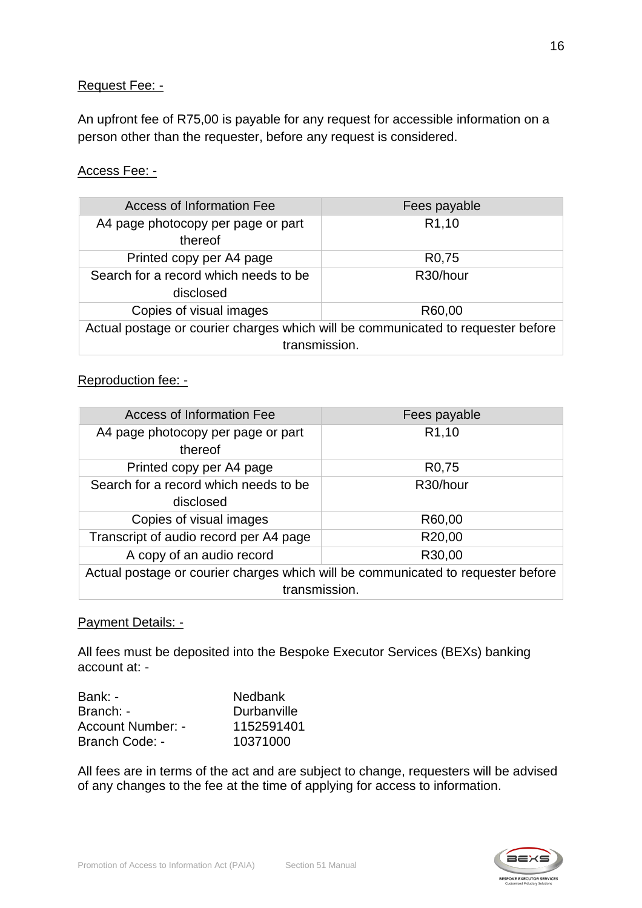Request Fee: -

An upfront fee of R75,00 is payable for any request for accessible information on a person other than the requester, before any request is considered.

Access Fee: -

| Access of Information Fee | Fees payable |
|---|---|
| A4 page photocopy per page or part thereof | R1,10 |
| Printed copy per A4 page | R0,75 |
| Search for a record which needs to be disclosed | R30/hour |
| Copies of visual images | R60,00 |
| Actual postage or courier charges which will be communicated to requester before transmission. | |

Reproduction fee: -

| Access of Information Fee | Fees payable |
|---|---|
| A4 page photocopy per page or part thereof | R1,10 |
| Printed copy per A4 page | R0,75 |
| Search for a record which needs to be disclosed | R30/hour |
| Copies of visual images | R60,00 |
| Transcript of audio record per A4 page | R20,00 |
| A copy of an audio record | R30,00 |
| Actual postage or courier charges which will be communicated to requester before transmission. | |

Payment Details: -

All fees must be deposited into the Bespoke Executor Services (BEXs) banking account at: -

Bank: - Nedbank
Branch: - Durbanville
Account Number: - 1152591401
Branch Code: - 10371000

All fees are in terms of the act and are subject to change, requesters will be advised of any changes to the fee at the time of applying for access to information.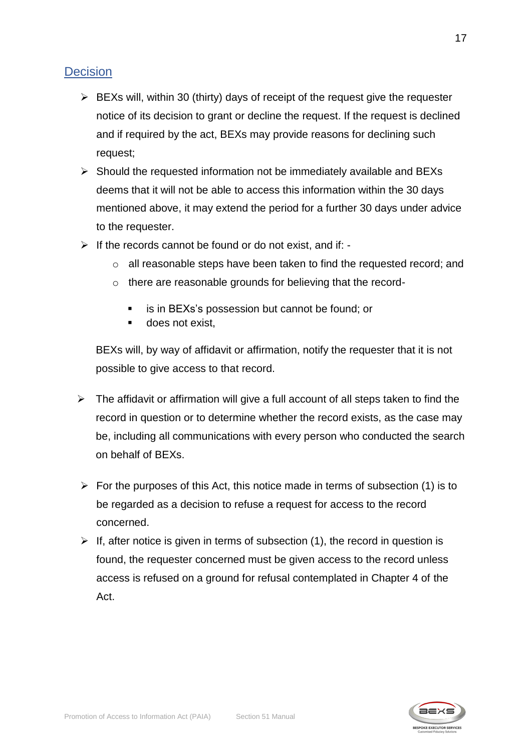## Decision

- BEXs will, within 30 (thirty) days of receipt of the request give the requester notice of its decision to grant or decline the request. If the request is declined and if required by the act, BEXs may provide reasons for declining such request;
- Should the requested information not be immediately available and BEXs deems that it will not be able to access this information within the 30 days mentioned above, it may extend the period for a further 30 days under advice to the requester.
- If the records cannot be found or do not exist, and if: -
  - all reasonable steps have been taken to find the requested record; and
  - there are reasonable grounds for believing that the record-
    - is in BEXs's possession but cannot be found; or
    - does not exist,

  BEXs will, by way of affidavit or affirmation, notify the requester that it is not possible to give access to that record.

- The affidavit or affirmation will give a full account of all steps taken to find the record in question or to determine whether the record exists, as the case may be, including all communications with every person who conducted the search on behalf of BEXs.
- For the purposes of this Act, this notice made in terms of subsection (1) is to be regarded as a decision to refuse a request for access to the record concerned.
- If, after notice is given in terms of subsection (1), the record in question is found, the requester concerned must be given access to the record unless access is refused on a ground for refusal contemplated in Chapter 4 of the Act.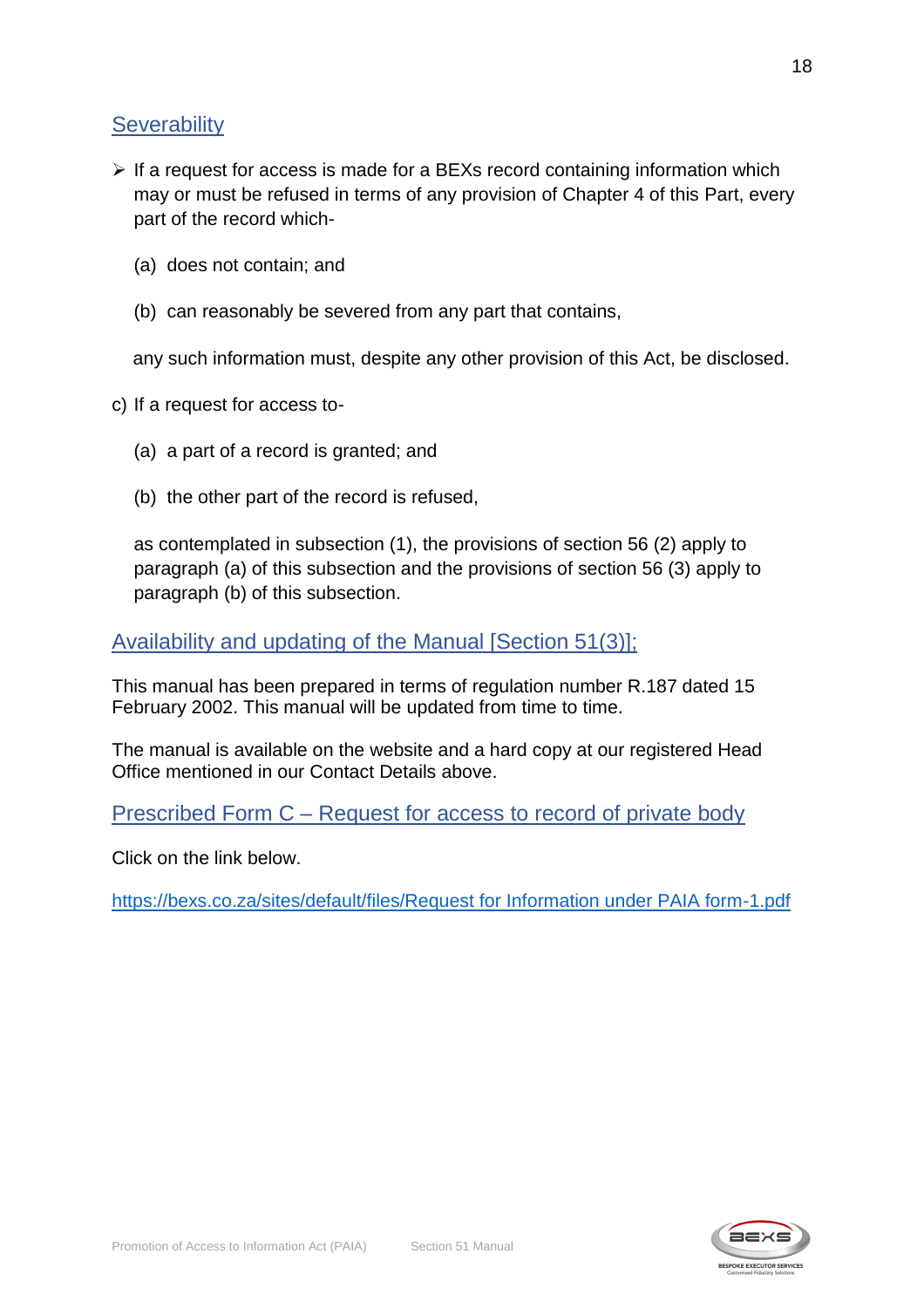## Severability

- If a request for access is made for a BEXs record containing information which may or must be refused in terms of any provision of Chapter 4 of this Part, every part of the record which-

  (a) does not contain; and

  (b) can reasonably be severed from any part that contains,

  any such information must, despite any other provision of this Act, be disclosed.

c) If a request for access to-

  (a) a part of a record is granted; and

  (b) the other part of the record is refused,

  as contemplated in subsection (1), the provisions of section 56 (2) apply to paragraph (a) of this subsection and the provisions of section 56 (3) apply to paragraph (b) of this subsection.

## Availability and updating of the Manual [Section 51(3)];

This manual has been prepared in terms of regulation number R.187 dated 15 February 2002. This manual will be updated from time to time.

The manual is available on the website and a hard copy at our registered Head Office mentioned in our Contact Details above.

## Prescribed Form C – Request for access to record of private body

Click on the link below.

https://bexs.co.za/sites/default/files/Request for Information under PAIA form-1.pdf